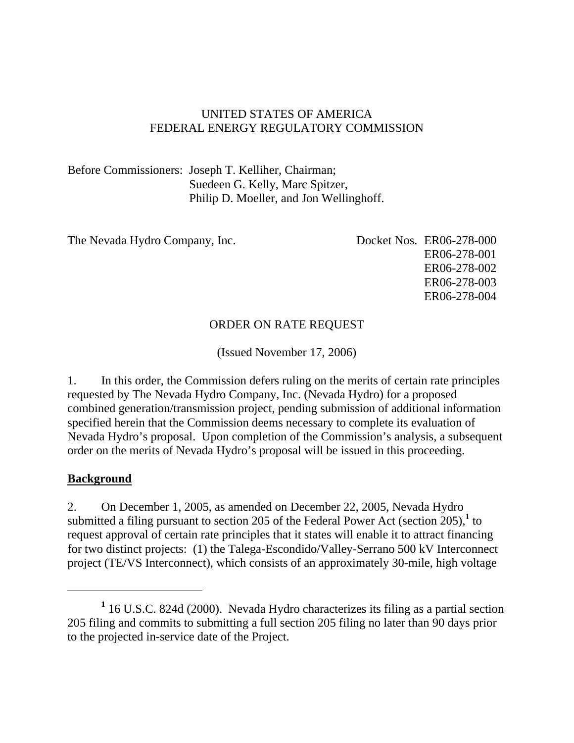UNITED STATES OF AMERICA
FEDERAL ENERGY REGULATORY COMMISSION

Before Commissioners: Joseph T. Kelliher, Chairman;
Suedeen G. Kelly, Marc Spitzer,
Philip D. Moeller, and Jon Wellinghoff.

The Nevada Hydro Company, Inc.

Docket Nos. ER06-278-000
ER06-278-001
ER06-278-002
ER06-278-003
ER06-278-004

ORDER ON RATE REQUEST

(Issued November 17, 2006)

1. In this order, the Commission defers ruling on the merits of certain rate principles requested by The Nevada Hydro Company, Inc. (Nevada Hydro) for a proposed combined generation/transmission project, pending submission of additional information specified herein that the Commission deems necessary to complete its evaluation of Nevada Hydro's proposal. Upon completion of the Commission's analysis, a subsequent order on the merits of Nevada Hydro's proposal will be issued in this proceeding.

**Background**

2. On December 1, 2005, as amended on December 22, 2005, Nevada Hydro submitted a filing pursuant to section 205 of the Federal Power Act (section 205),[1] to request approval of certain rate principles that it states will enable it to attract financing for two distinct projects: (1) the Talega-Escondido/Valley-Serrano 500 kV Interconnect project (TE/VS Interconnect), which consists of an approximately 30-mile, high voltage

[1] 16 U.S.C. 824d (2000). Nevada Hydro characterizes its filing as a partial section 205 filing and commits to submitting a full section 205 filing no later than 90 days prior to the projected in-service date of the Project.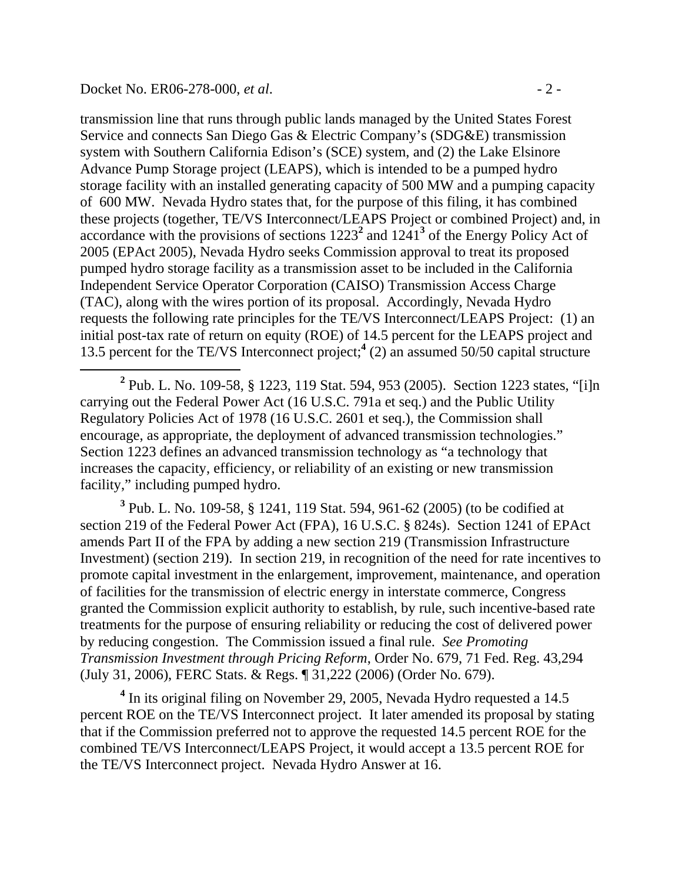transmission line that runs through public lands managed by the United States Forest Service and connects San Diego Gas & Electric Company's (SDG&E) transmission system with Southern California Edison's (SCE) system, and (2) the Lake Elsinore Advance Pump Storage project (LEAPS), which is intended to be a pumped hydro storage facility with an installed generating capacity of 500 MW and a pumping capacity of 600 MW. Nevada Hydro states that, for the purpose of this filing, it has combined these projects (together, TE/VS Interconnect/LEAPS Project or combined Project) and, in accordance with the provisions of sections 1223[2] and 1241[3] of the Energy Policy Act of 2005 (EPAct 2005), Nevada Hydro seeks Commission approval to treat its proposed pumped hydro storage facility as a transmission asset to be included in the California Independent Service Operator Corporation (CAISO) Transmission Access Charge (TAC), along with the wires portion of its proposal. Accordingly, Nevada Hydro requests the following rate principles for the TE/VS Interconnect/LEAPS Project: (1) an initial post-tax rate of return on equity (ROE) of 14.5 percent for the LEAPS project and 13.5 percent for the TE/VS Interconnect project;[4] (2) an assumed 50/50 capital structure

[2] Pub. L. No. 109-58, § 1223, 119 Stat. 594, 953 (2005). Section 1223 states, "[i]n carrying out the Federal Power Act (16 U.S.C. 791a et seq.) and the Public Utility Regulatory Policies Act of 1978 (16 U.S.C. 2601 et seq.), the Commission shall encourage, as appropriate, the deployment of advanced transmission technologies." Section 1223 defines an advanced transmission technology as "a technology that increases the capacity, efficiency, or reliability of an existing or new transmission facility," including pumped hydro.

[3] Pub. L. No. 109-58, § 1241, 119 Stat. 594, 961-62 (2005) (to be codified at section 219 of the Federal Power Act (FPA), 16 U.S.C. § 824s). Section 1241 of EPAct amends Part II of the FPA by adding a new section 219 (Transmission Infrastructure Investment) (section 219). In section 219, in recognition of the need for rate incentives to promote capital investment in the enlargement, improvement, maintenance, and operation of facilities for the transmission of electric energy in interstate commerce, Congress granted the Commission explicit authority to establish, by rule, such incentive-based rate treatments for the purpose of ensuring reliability or reducing the cost of delivered power by reducing congestion. The Commission issued a final rule. *See Promoting Transmission Investment through Pricing Reform*, Order No. 679, 71 Fed. Reg. 43,294 (July 31, 2006), FERC Stats. & Regs. ¶ 31,222 (2006) (Order No. 679).

[4] In its original filing on November 29, 2005, Nevada Hydro requested a 14.5 percent ROE on the TE/VS Interconnect project. It later amended its proposal by stating that if the Commission preferred not to approve the requested 14.5 percent ROE for the combined TE/VS Interconnect/LEAPS Project, it would accept a 13.5 percent ROE for the TE/VS Interconnect project. Nevada Hydro Answer at 16.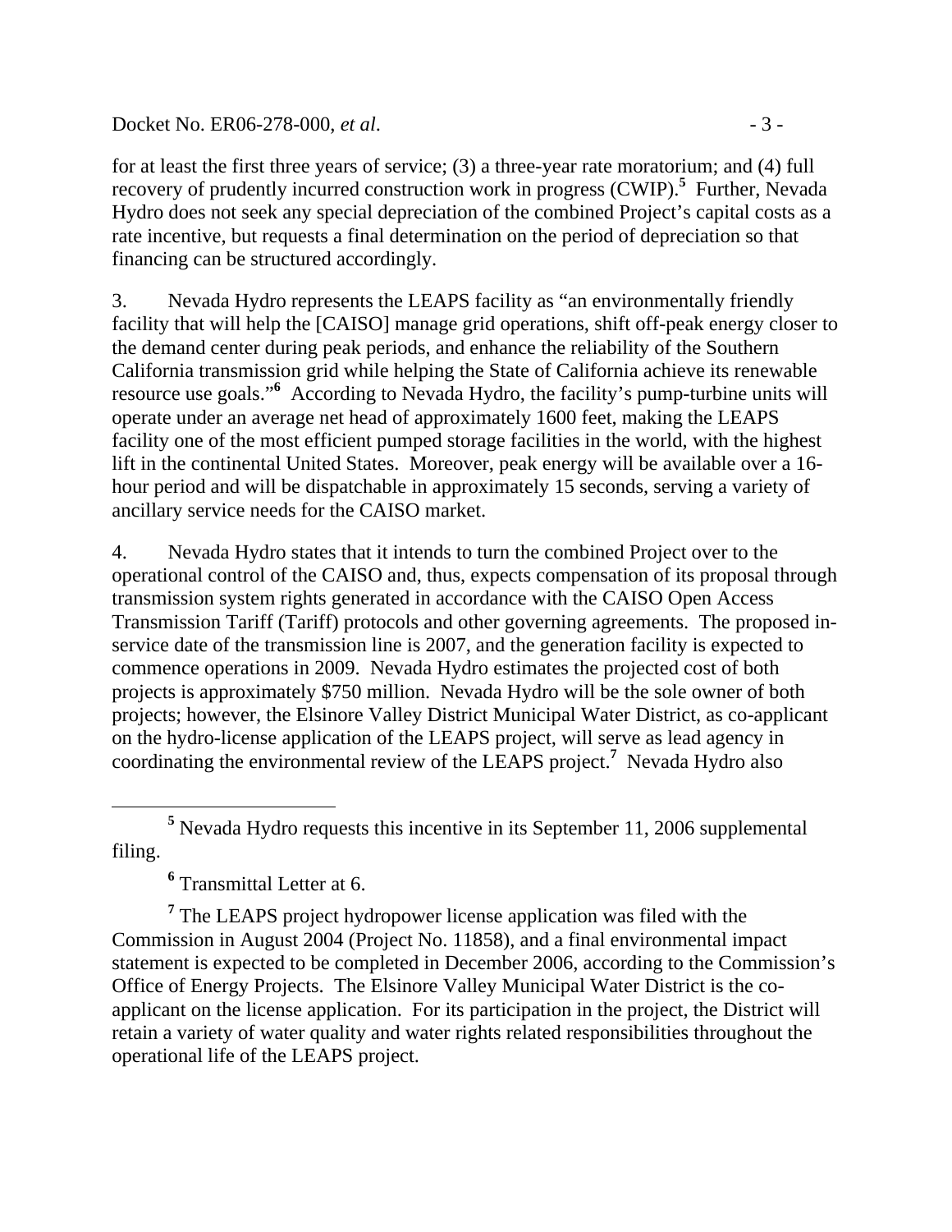for at least the first three years of service; (3) a three-year rate moratorium; and (4) full recovery of prudently incurred construction work in progress (CWIP).[5] Further, Nevada Hydro does not seek any special depreciation of the combined Project's capital costs as a rate incentive, but requests a final determination on the period of depreciation so that financing can be structured accordingly.

3. Nevada Hydro represents the LEAPS facility as "an environmentally friendly facility that will help the [CAISO] manage grid operations, shift off-peak energy closer to the demand center during peak periods, and enhance the reliability of the Southern California transmission grid while helping the State of California achieve its renewable resource use goals."[6] According to Nevada Hydro, the facility's pump-turbine units will operate under an average net head of approximately 1600 feet, making the LEAPS facility one of the most efficient pumped storage facilities in the world, with the highest lift in the continental United States. Moreover, peak energy will be available over a 16-hour period and will be dispatchable in approximately 15 seconds, serving a variety of ancillary service needs for the CAISO market.

4. Nevada Hydro states that it intends to turn the combined Project over to the operational control of the CAISO and, thus, expects compensation of its proposal through transmission system rights generated in accordance with the CAISO Open Access Transmission Tariff (Tariff) protocols and other governing agreements. The proposed in-service date of the transmission line is 2007, and the generation facility is expected to commence operations in 2009. Nevada Hydro estimates the projected cost of both projects is approximately $750 million. Nevada Hydro will be the sole owner of both projects; however, the Elsinore Valley District Municipal Water District, as co-applicant on the hydro-license application of the LEAPS project, will serve as lead agency in coordinating the environmental review of the LEAPS project.[7] Nevada Hydro also

---

[5] Nevada Hydro requests this incentive in its September 11, 2006 supplemental filing.

[6] Transmittal Letter at 6.

[7] The LEAPS project hydropower license application was filed with the Commission in August 2004 (Project No. 11858), and a final environmental impact statement is expected to be completed in December 2006, according to the Commission's Office of Energy Projects. The Elsinore Valley Municipal Water District is the co-applicant on the license application. For its participation in the project, the District will retain a variety of water quality and water rights related responsibilities throughout the operational life of the LEAPS project.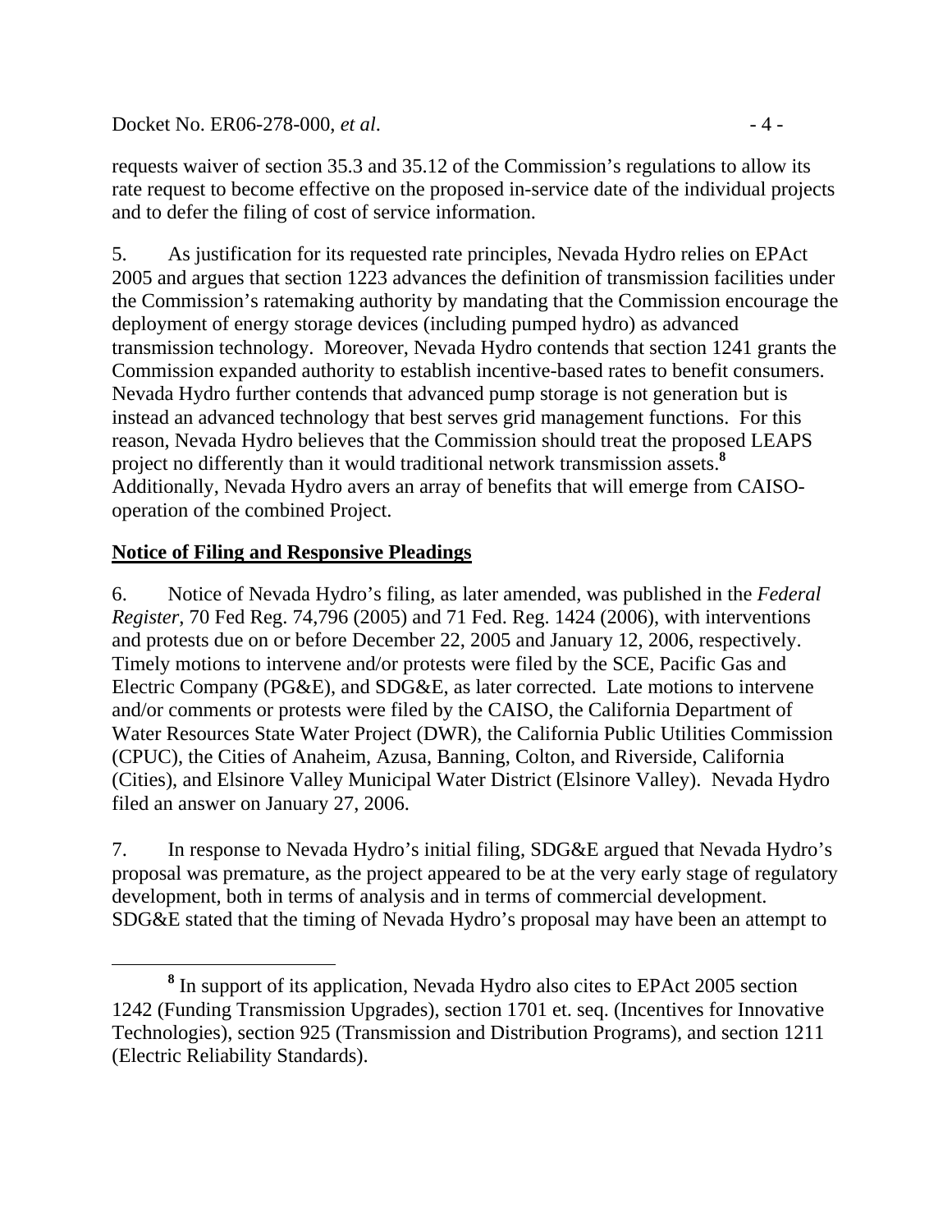requests waiver of section 35.3 and 35.12 of the Commission's regulations to allow its rate request to become effective on the proposed in-service date of the individual projects and to defer the filing of cost of service information.

5. As justification for its requested rate principles, Nevada Hydro relies on EPAct 2005 and argues that section 1223 advances the definition of transmission facilities under the Commission's ratemaking authority by mandating that the Commission encourage the deployment of energy storage devices (including pumped hydro) as advanced transmission technology. Moreover, Nevada Hydro contends that section 1241 grants the Commission expanded authority to establish incentive-based rates to benefit consumers. Nevada Hydro further contends that advanced pump storage is not generation but is instead an advanced technology that best serves grid management functions. For this reason, Nevada Hydro believes that the Commission should treat the proposed LEAPS project no differently than it would traditional network transmission assets.[8] Additionally, Nevada Hydro avers an array of benefits that will emerge from CAISO-operation of the combined Project.

## Notice of Filing and Responsive Pleadings

6. Notice of Nevada Hydro's filing, as later amended, was published in the *Federal Register*, 70 Fed Reg. 74,796 (2005) and 71 Fed. Reg. 1424 (2006), with interventions and protests due on or before December 22, 2005 and January 12, 2006, respectively. Timely motions to intervene and/or protests were filed by the SCE, Pacific Gas and Electric Company (PG&E), and SDG&E, as later corrected. Late motions to intervene and/or comments or protests were filed by the CAISO, the California Department of Water Resources State Water Project (DWR), the California Public Utilities Commission (CPUC), the Cities of Anaheim, Azusa, Banning, Colton, and Riverside, California (Cities), and Elsinore Valley Municipal Water District (Elsinore Valley). Nevada Hydro filed an answer on January 27, 2006.

7. In response to Nevada Hydro's initial filing, SDG&E argued that Nevada Hydro's proposal was premature, as the project appeared to be at the very early stage of regulatory development, both in terms of analysis and in terms of commercial development. SDG&E stated that the timing of Nevada Hydro's proposal may have been an attempt to

[8] In support of its application, Nevada Hydro also cites to EPAct 2005 section 1242 (Funding Transmission Upgrades), section 1701 et. seq. (Incentives for Innovative Technologies), section 925 (Transmission and Distribution Programs), and section 1211 (Electric Reliability Standards).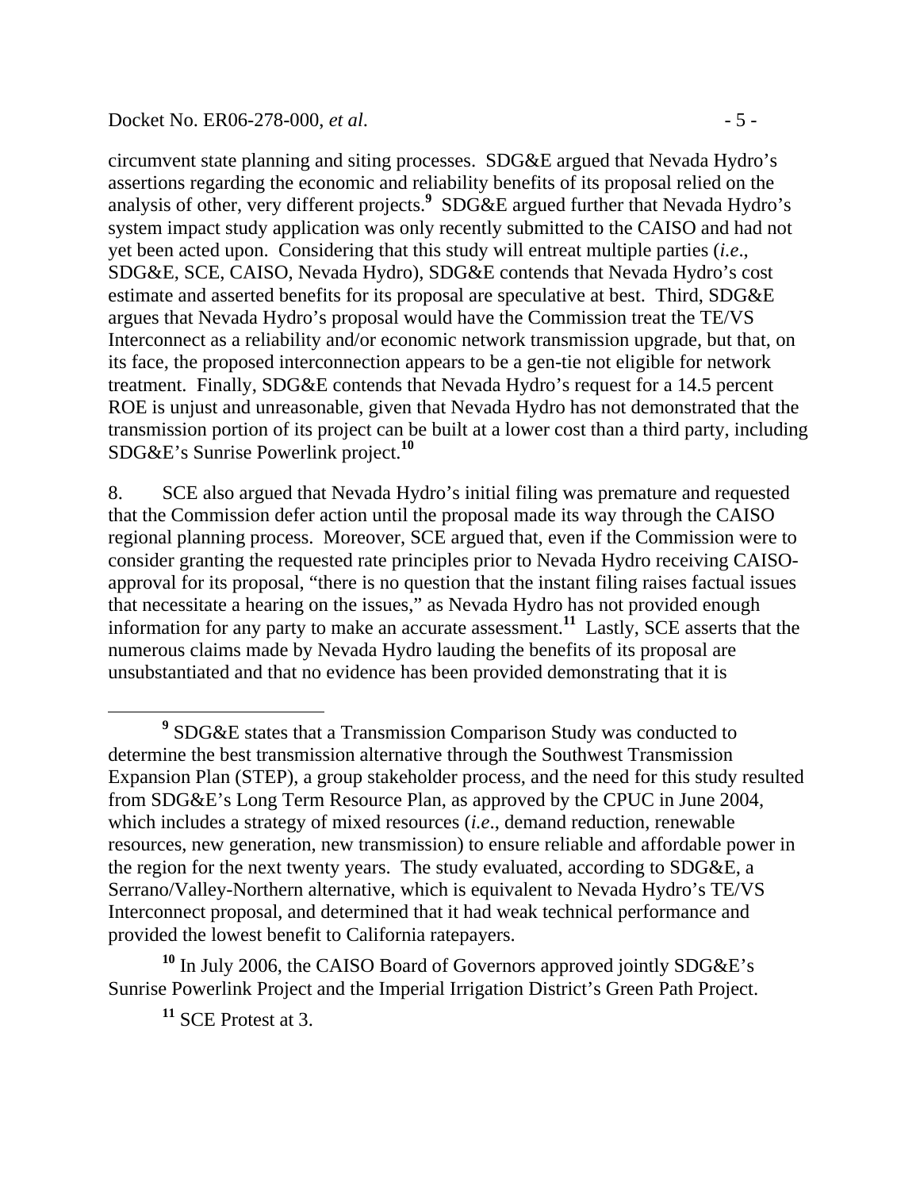circumvent state planning and siting processes. SDG&E argued that Nevada Hydro's assertions regarding the economic and reliability benefits of its proposal relied on the analysis of other, very different projects.[9] SDG&E argued further that Nevada Hydro's system impact study application was only recently submitted to the CAISO and had not yet been acted upon. Considering that this study will entreat multiple parties (*i.e*., SDG&E, SCE, CAISO, Nevada Hydro), SDG&E contends that Nevada Hydro's cost estimate and asserted benefits for its proposal are speculative at best. Third, SDG&E argues that Nevada Hydro's proposal would have the Commission treat the TE/VS Interconnect as a reliability and/or economic network transmission upgrade, but that, on its face, the proposed interconnection appears to be a gen-tie not eligible for network treatment. Finally, SDG&E contends that Nevada Hydro's request for a 14.5 percent ROE is unjust and unreasonable, given that Nevada Hydro has not demonstrated that the transmission portion of its project can be built at a lower cost than a third party, including SDG&E's Sunrise Powerlink project.[10]

8. SCE also argued that Nevada Hydro's initial filing was premature and requested that the Commission defer action until the proposal made its way through the CAISO regional planning process. Moreover, SCE argued that, even if the Commission were to consider granting the requested rate principles prior to Nevada Hydro receiving CAISO-approval for its proposal, "there is no question that the instant filing raises factual issues that necessitate a hearing on the issues," as Nevada Hydro has not provided enough information for any party to make an accurate assessment.[11] Lastly, SCE asserts that the numerous claims made by Nevada Hydro lauding the benefits of its proposal are unsubstantiated and that no evidence has been provided demonstrating that it is

---

[9] SDG&E states that a Transmission Comparison Study was conducted to determine the best transmission alternative through the Southwest Transmission Expansion Plan (STEP), a group stakeholder process, and the need for this study resulted from SDG&E's Long Term Resource Plan, as approved by the CPUC in June 2004, which includes a strategy of mixed resources (*i.e*., demand reduction, renewable resources, new generation, new transmission) to ensure reliable and affordable power in the region for the next twenty years. The study evaluated, according to SDG&E, a Serrano/Valley-Northern alternative, which is equivalent to Nevada Hydro's TE/VS Interconnect proposal, and determined that it had weak technical performance and provided the lowest benefit to California ratepayers.

[10] In July 2006, the CAISO Board of Governors approved jointly SDG&E's Sunrise Powerlink Project and the Imperial Irrigation District's Green Path Project.

[11] SCE Protest at 3.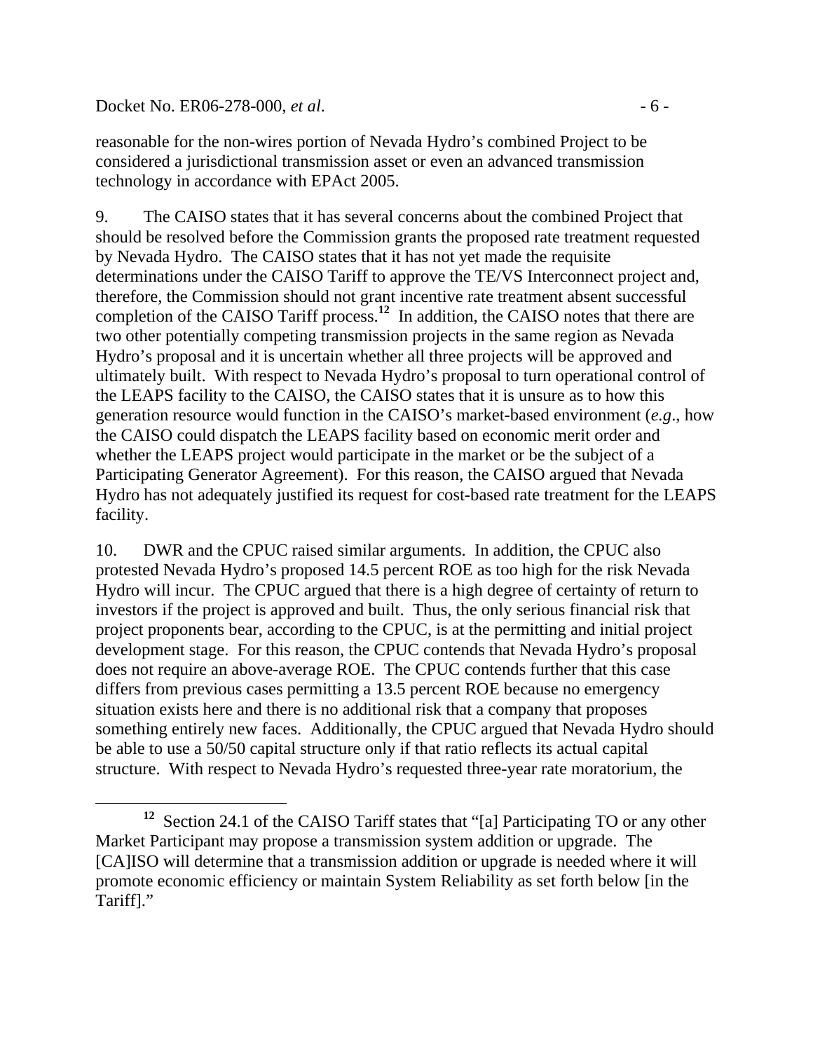reasonable for the non-wires portion of Nevada Hydro's combined Project to be considered a jurisdictional transmission asset or even an advanced transmission technology in accordance with EPAct 2005.

9. The CAISO states that it has several concerns about the combined Project that should be resolved before the Commission grants the proposed rate treatment requested by Nevada Hydro. The CAISO states that it has not yet made the requisite determinations under the CAISO Tariff to approve the TE/VS Interconnect project and, therefore, the Commission should not grant incentive rate treatment absent successful completion of the CAISO Tariff process.[12] In addition, the CAISO notes that there are two other potentially competing transmission projects in the same region as Nevada Hydro's proposal and it is uncertain whether all three projects will be approved and ultimately built. With respect to Nevada Hydro's proposal to turn operational control of the LEAPS facility to the CAISO, the CAISO states that it is unsure as to how this generation resource would function in the CAISO's market-based environment (*e.g*., how the CAISO could dispatch the LEAPS facility based on economic merit order and whether the LEAPS project would participate in the market or be the subject of a Participating Generator Agreement). For this reason, the CAISO argued that Nevada Hydro has not adequately justified its request for cost-based rate treatment for the LEAPS facility.

10. DWR and the CPUC raised similar arguments. In addition, the CPUC also protested Nevada Hydro's proposed 14.5 percent ROE as too high for the risk Nevada Hydro will incur. The CPUC argued that there is a high degree of certainty of return to investors if the project is approved and built. Thus, the only serious financial risk that project proponents bear, according to the CPUC, is at the permitting and initial project development stage. For this reason, the CPUC contends that Nevada Hydro's proposal does not require an above-average ROE. The CPUC contends further that this case differs from previous cases permitting a 13.5 percent ROE because no emergency situation exists here and there is no additional risk that a company that proposes something entirely new faces. Additionally, the CPUC argued that Nevada Hydro should be able to use a 50/50 capital structure only if that ratio reflects its actual capital structure. With respect to Nevada Hydro's requested three-year rate moratorium, the

[12] Section 24.1 of the CAISO Tariff states that "[a] Participating TO or any other Market Participant may propose a transmission system addition or upgrade. The [CA]ISO will determine that a transmission addition or upgrade is needed where it will promote economic efficiency or maintain System Reliability as set forth below [in the Tariff]."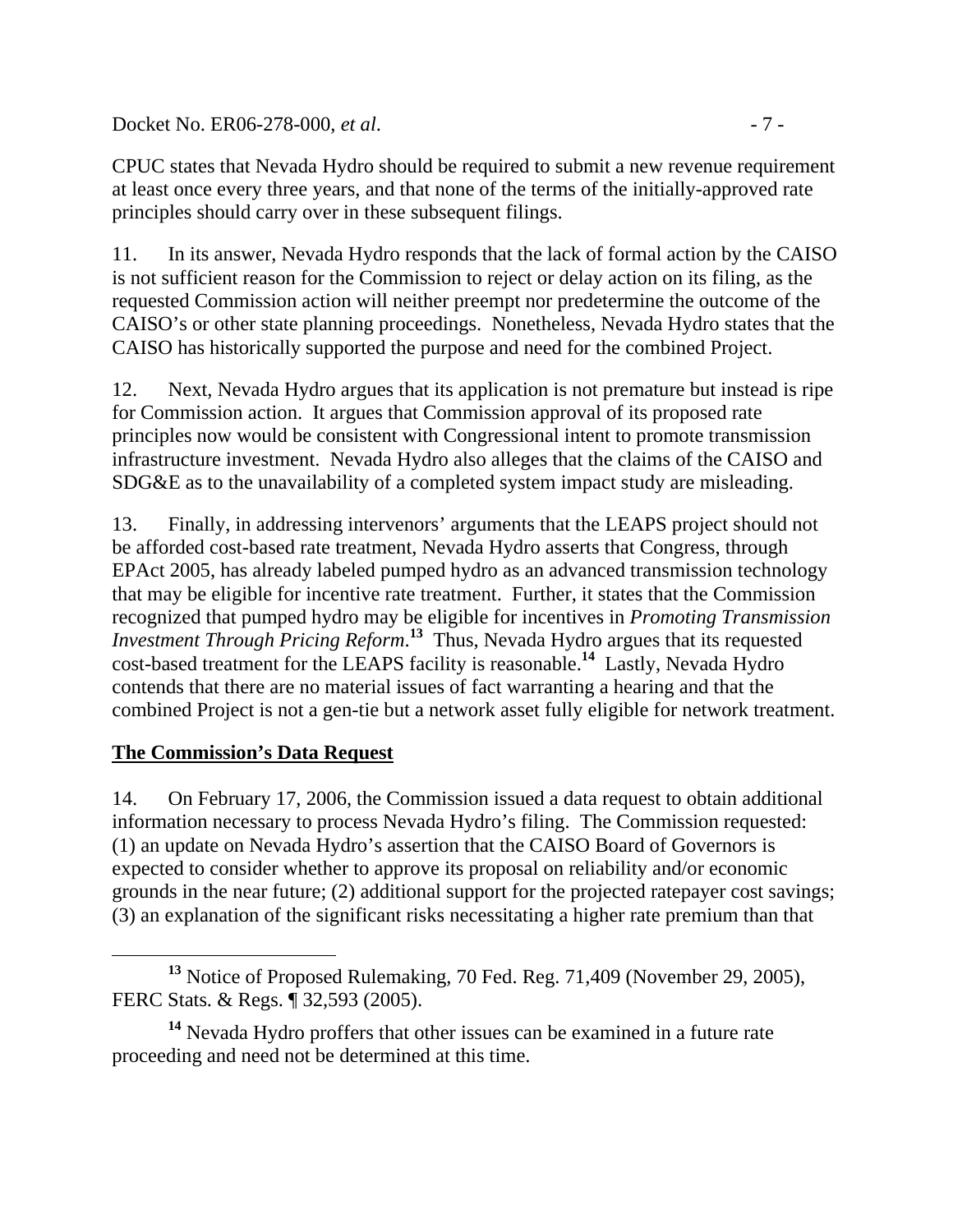CPUC states that Nevada Hydro should be required to submit a new revenue requirement at least once every three years, and that none of the terms of the initially-approved rate principles should carry over in these subsequent filings.

11. In its answer, Nevada Hydro responds that the lack of formal action by the CAISO is not sufficient reason for the Commission to reject or delay action on its filing, as the requested Commission action will neither preempt nor predetermine the outcome of the CAISO's or other state planning proceedings. Nonetheless, Nevada Hydro states that the CAISO has historically supported the purpose and need for the combined Project.

12. Next, Nevada Hydro argues that its application is not premature but instead is ripe for Commission action. It argues that Commission approval of its proposed rate principles now would be consistent with Congressional intent to promote transmission infrastructure investment. Nevada Hydro also alleges that the claims of the CAISO and SDG&E as to the unavailability of a completed system impact study are misleading.

13. Finally, in addressing intervenors' arguments that the LEAPS project should not be afforded cost-based rate treatment, Nevada Hydro asserts that Congress, through EPAct 2005, has already labeled pumped hydro as an advanced transmission technology that may be eligible for incentive rate treatment. Further, it states that the Commission recognized that pumped hydro may be eligible for incentives in *Promoting Transmission Investment Through Pricing Reform*.[13] Thus, Nevada Hydro argues that its requested cost-based treatment for the LEAPS facility is reasonable.[14] Lastly, Nevada Hydro contends that there are no material issues of fact warranting a hearing and that the combined Project is not a gen-tie but a network asset fully eligible for network treatment.

## The Commission's Data Request

14. On February 17, 2006, the Commission issued a data request to obtain additional information necessary to process Nevada Hydro's filing. The Commission requested: (1) an update on Nevada Hydro's assertion that the CAISO Board of Governors is expected to consider whether to approve its proposal on reliability and/or economic grounds in the near future; (2) additional support for the projected ratepayer cost savings; (3) an explanation of the significant risks necessitating a higher rate premium than that

---

[13] Notice of Proposed Rulemaking, 70 Fed. Reg. 71,409 (November 29, 2005), FERC Stats. & Regs. ¶ 32,593 (2005).

[14] Nevada Hydro proffers that other issues can be examined in a future rate proceeding and need not be determined at this time.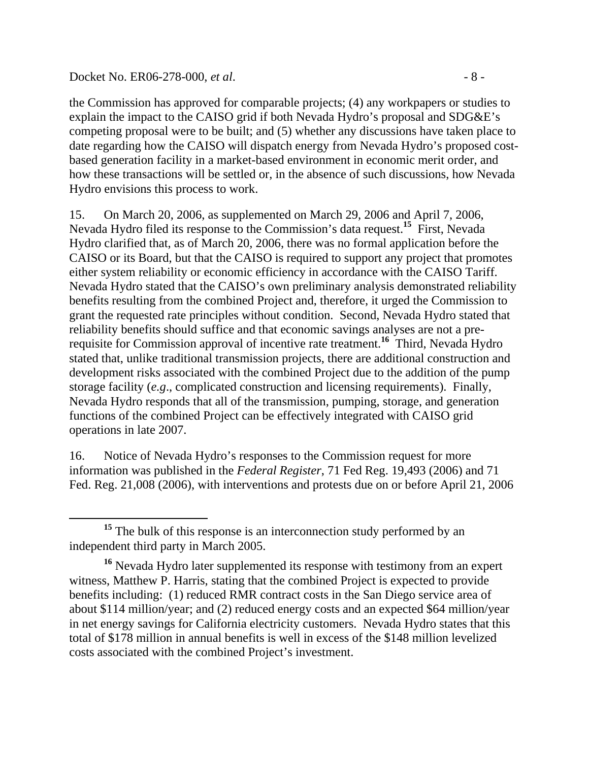the Commission has approved for comparable projects; (4) any workpapers or studies to explain the impact to the CAISO grid if both Nevada Hydro's proposal and SDG&E's competing proposal were to be built; and (5) whether any discussions have taken place to date regarding how the CAISO will dispatch energy from Nevada Hydro's proposed cost-based generation facility in a market-based environment in economic merit order, and how these transactions will be settled or, in the absence of such discussions, how Nevada Hydro envisions this process to work.

15. On March 20, 2006, as supplemented on March 29, 2006 and April 7, 2006, Nevada Hydro filed its response to the Commission's data request.[15] First, Nevada Hydro clarified that, as of March 20, 2006, there was no formal application before the CAISO or its Board, but that the CAISO is required to support any project that promotes either system reliability or economic efficiency in accordance with the CAISO Tariff. Nevada Hydro stated that the CAISO's own preliminary analysis demonstrated reliability benefits resulting from the combined Project and, therefore, it urged the Commission to grant the requested rate principles without condition. Second, Nevada Hydro stated that reliability benefits should suffice and that economic savings analyses are not a pre-requisite for Commission approval of incentive rate treatment.[16] Third, Nevada Hydro stated that, unlike traditional transmission projects, there are additional construction and development risks associated with the combined Project due to the addition of the pump storage facility (*e.g*., complicated construction and licensing requirements). Finally, Nevada Hydro responds that all of the transmission, pumping, storage, and generation functions of the combined Project can be effectively integrated with CAISO grid operations in late 2007.

16. Notice of Nevada Hydro's responses to the Commission request for more information was published in the *Federal Register*, 71 Fed Reg. 19,493 (2006) and 71 Fed. Reg. 21,008 (2006), with interventions and protests due on or before April 21, 2006

---

[15] The bulk of this response is an interconnection study performed by an independent third party in March 2005.

[16] Nevada Hydro later supplemented its response with testimony from an expert witness, Matthew P. Harris, stating that the combined Project is expected to provide benefits including: (1) reduced RMR contract costs in the San Diego service area of about $114 million/year; and (2) reduced energy costs and an expected $64 million/year in net energy savings for California electricity customers. Nevada Hydro states that this total of $178 million in annual benefits is well in excess of the $148 million levelized costs associated with the combined Project's investment.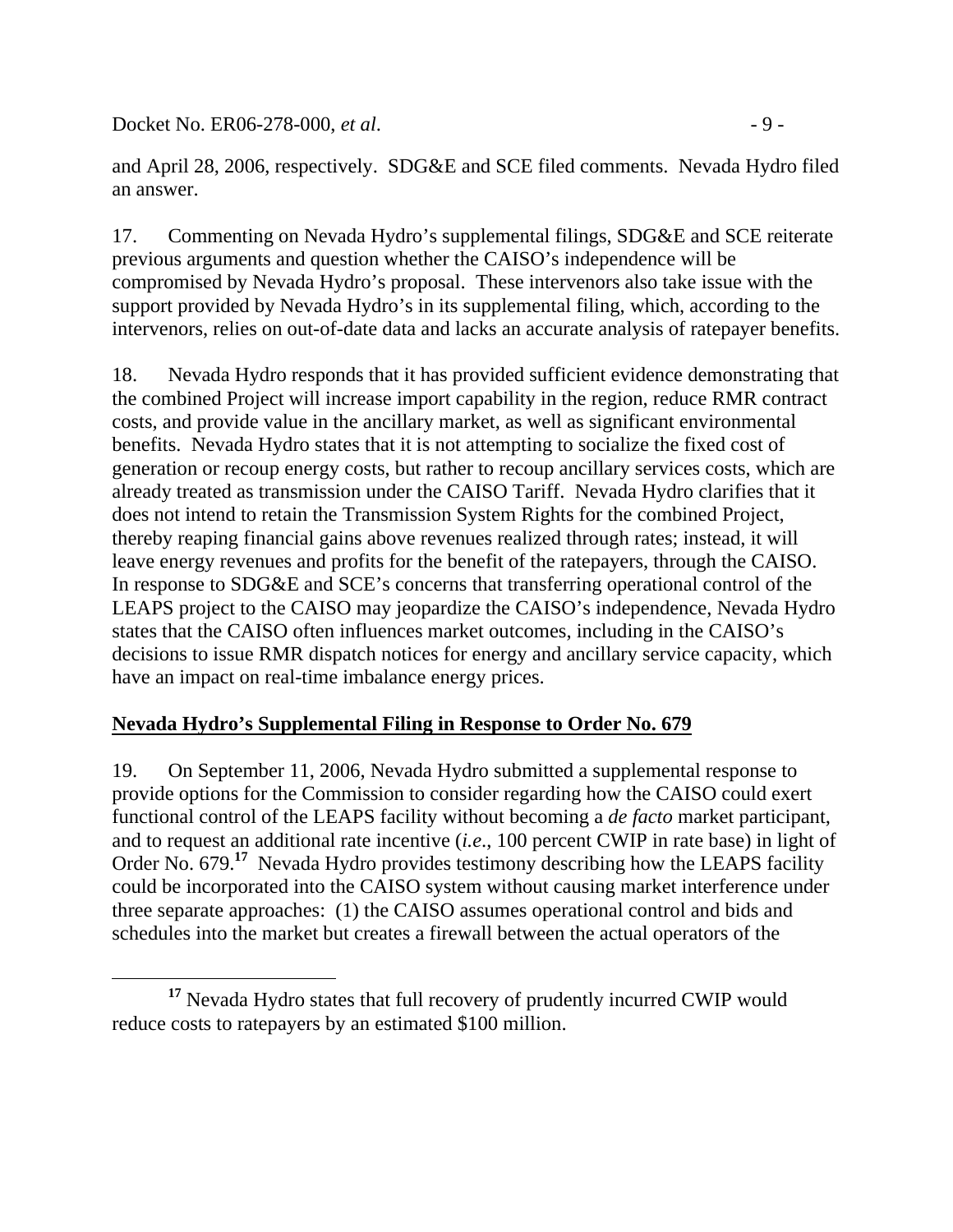and April 28, 2006, respectively. SDG&E and SCE filed comments. Nevada Hydro filed an answer.

17. Commenting on Nevada Hydro's supplemental filings, SDG&E and SCE reiterate previous arguments and question whether the CAISO's independence will be compromised by Nevada Hydro's proposal. These intervenors also take issue with the support provided by Nevada Hydro's in its supplemental filing, which, according to the intervenors, relies on out-of-date data and lacks an accurate analysis of ratepayer benefits.

18. Nevada Hydro responds that it has provided sufficient evidence demonstrating that the combined Project will increase import capability in the region, reduce RMR contract costs, and provide value in the ancillary market, as well as significant environmental benefits. Nevada Hydro states that it is not attempting to socialize the fixed cost of generation or recoup energy costs, but rather to recoup ancillary services costs, which are already treated as transmission under the CAISO Tariff. Nevada Hydro clarifies that it does not intend to retain the Transmission System Rights for the combined Project, thereby reaping financial gains above revenues realized through rates; instead, it will leave energy revenues and profits for the benefit of the ratepayers, through the CAISO. In response to SDG&E and SCE's concerns that transferring operational control of the LEAPS project to the CAISO may jeopardize the CAISO's independence, Nevada Hydro states that the CAISO often influences market outcomes, including in the CAISO's decisions to issue RMR dispatch notices for energy and ancillary service capacity, which have an impact on real-time imbalance energy prices.

## Nevada Hydro's Supplemental Filing in Response to Order No. 679

19. On September 11, 2006, Nevada Hydro submitted a supplemental response to provide options for the Commission to consider regarding how the CAISO could exert functional control of the LEAPS facility without becoming a *de facto* market participant, and to request an additional rate incentive (*i.e.*, 100 percent CWIP in rate base) in light of Order No. 679.[17] Nevada Hydro provides testimony describing how the LEAPS facility could be incorporated into the CAISO system without causing market interference under three separate approaches: (1) the CAISO assumes operational control and bids and schedules into the market but creates a firewall between the actual operators of the

[17] Nevada Hydro states that full recovery of prudently incurred CWIP would reduce costs to ratepayers by an estimated $100 million.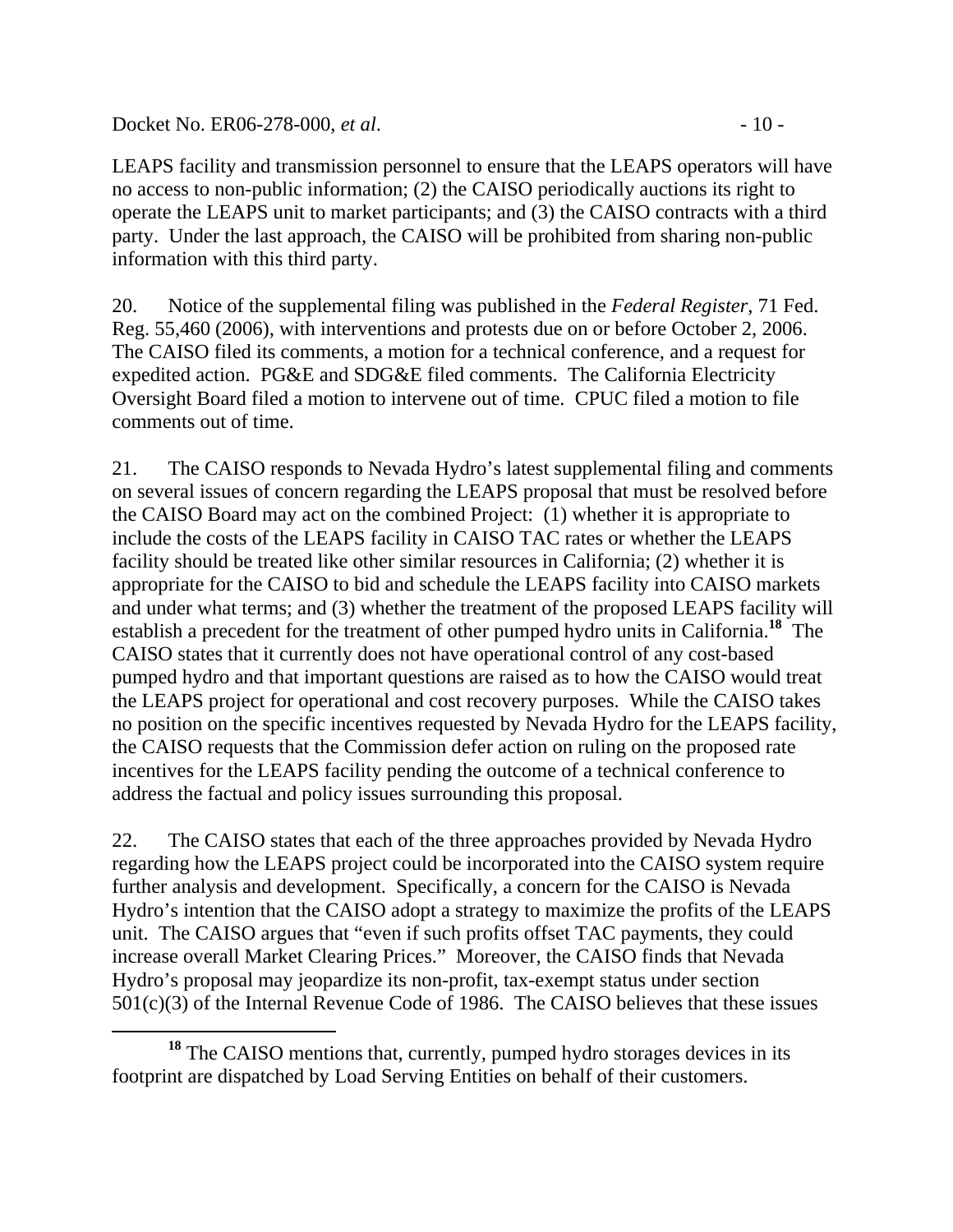LEAPS facility and transmission personnel to ensure that the LEAPS operators will have no access to non-public information; (2) the CAISO periodically auctions its right to operate the LEAPS unit to market participants; and (3) the CAISO contracts with a third party. Under the last approach, the CAISO will be prohibited from sharing non-public information with this third party.

20. Notice of the supplemental filing was published in the *Federal Register*, 71 Fed. Reg. 55,460 (2006), with interventions and protests due on or before October 2, 2006. The CAISO filed its comments, a motion for a technical conference, and a request for expedited action. PG&E and SDG&E filed comments. The California Electricity Oversight Board filed a motion to intervene out of time. CPUC filed a motion to file comments out of time.

21. The CAISO responds to Nevada Hydro's latest supplemental filing and comments on several issues of concern regarding the LEAPS proposal that must be resolved before the CAISO Board may act on the combined Project: (1) whether it is appropriate to include the costs of the LEAPS facility in CAISO TAC rates or whether the LEAPS facility should be treated like other similar resources in California; (2) whether it is appropriate for the CAISO to bid and schedule the LEAPS facility into CAISO markets and under what terms; and (3) whether the treatment of the proposed LEAPS facility will establish a precedent for the treatment of other pumped hydro units in California.[18] The CAISO states that it currently does not have operational control of any cost-based pumped hydro and that important questions are raised as to how the CAISO would treat the LEAPS project for operational and cost recovery purposes. While the CAISO takes no position on the specific incentives requested by Nevada Hydro for the LEAPS facility, the CAISO requests that the Commission defer action on ruling on the proposed rate incentives for the LEAPS facility pending the outcome of a technical conference to address the factual and policy issues surrounding this proposal.

22. The CAISO states that each of the three approaches provided by Nevada Hydro regarding how the LEAPS project could be incorporated into the CAISO system require further analysis and development. Specifically, a concern for the CAISO is Nevada Hydro's intention that the CAISO adopt a strategy to maximize the profits of the LEAPS unit. The CAISO argues that "even if such profits offset TAC payments, they could increase overall Market Clearing Prices." Moreover, the CAISO finds that Nevada Hydro's proposal may jeopardize its non-profit, tax-exempt status under section 501(c)(3) of the Internal Revenue Code of 1986. The CAISO believes that these issues

[18] The CAISO mentions that, currently, pumped hydro storages devices in its footprint are dispatched by Load Serving Entities on behalf of their customers.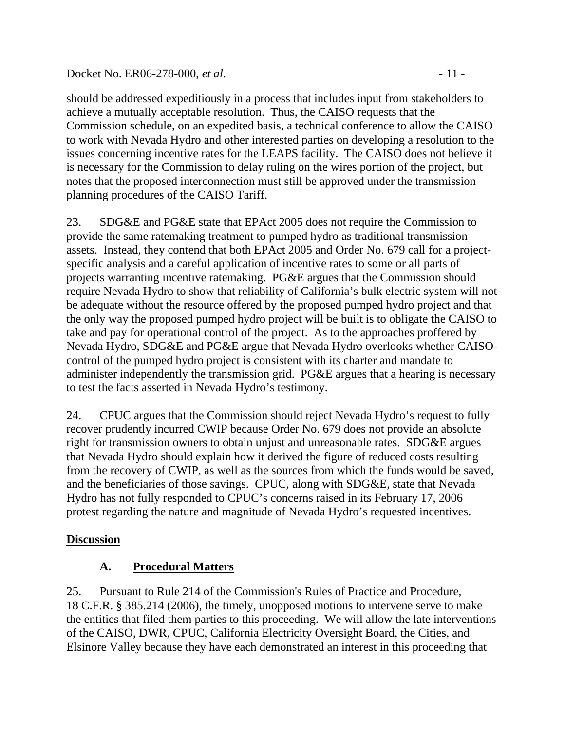should be addressed expeditiously in a process that includes input from stakeholders to achieve a mutually acceptable resolution. Thus, the CAISO requests that the Commission schedule, on an expedited basis, a technical conference to allow the CAISO to work with Nevada Hydro and other interested parties on developing a resolution to the issues concerning incentive rates for the LEAPS facility. The CAISO does not believe it is necessary for the Commission to delay ruling on the wires portion of the project, but notes that the proposed interconnection must still be approved under the transmission planning procedures of the CAISO Tariff.

23. SDG&E and PG&E state that EPAct 2005 does not require the Commission to provide the same ratemaking treatment to pumped hydro as traditional transmission assets. Instead, they contend that both EPAct 2005 and Order No. 679 call for a project-specific analysis and a careful application of incentive rates to some or all parts of projects warranting incentive ratemaking. PG&E argues that the Commission should require Nevada Hydro to show that reliability of California's bulk electric system will not be adequate without the resource offered by the proposed pumped hydro project and that the only way the proposed pumped hydro project will be built is to obligate the CAISO to take and pay for operational control of the project. As to the approaches proffered by Nevada Hydro, SDG&E and PG&E argue that Nevada Hydro overlooks whether CAISO-control of the pumped hydro project is consistent with its charter and mandate to administer independently the transmission grid. PG&E argues that a hearing is necessary to test the facts asserted in Nevada Hydro's testimony.

24. CPUC argues that the Commission should reject Nevada Hydro's request to fully recover prudently incurred CWIP because Order No. 679 does not provide an absolute right for transmission owners to obtain unjust and unreasonable rates. SDG&E argues that Nevada Hydro should explain how it derived the figure of reduced costs resulting from the recovery of CWIP, as well as the sources from which the funds would be saved, and the beneficiaries of those savings. CPUC, along with SDG&E, state that Nevada Hydro has not fully responded to CPUC's concerns raised in its February 17, 2006 protest regarding the nature and magnitude of Nevada Hydro's requested incentives.

## Discussion

### A. Procedural Matters

25. Pursuant to Rule 214 of the Commission's Rules of Practice and Procedure, 18 C.F.R. § 385.214 (2006), the timely, unopposed motions to intervene serve to make the entities that filed them parties to this proceeding. We will allow the late interventions of the CAISO, DWR, CPUC, California Electricity Oversight Board, the Cities, and Elsinore Valley because they have each demonstrated an interest in this proceeding that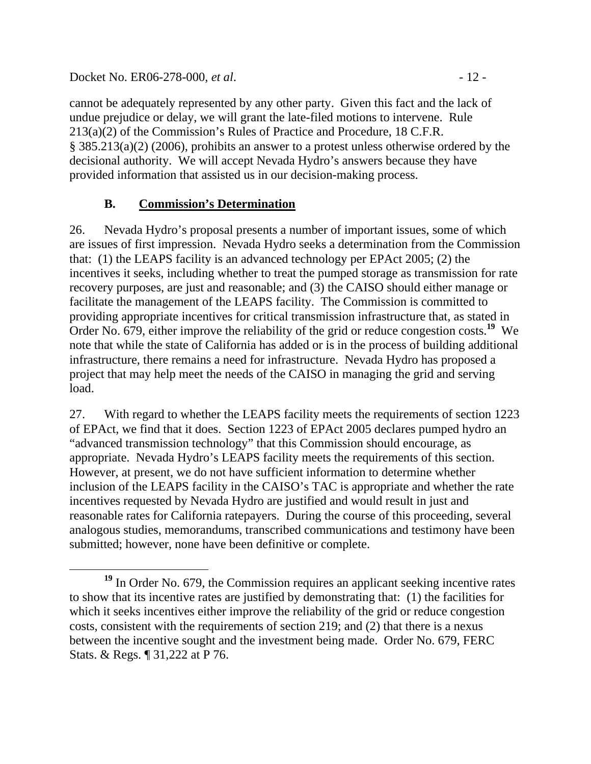cannot be adequately represented by any other party. Given this fact and the lack of undue prejudice or delay, we will grant the late-filed motions to intervene. Rule 213(a)(2) of the Commission's Rules of Practice and Procedure, 18 C.F.R. § 385.213(a)(2) (2006), prohibits an answer to a protest unless otherwise ordered by the decisional authority. We will accept Nevada Hydro's answers because they have provided information that assisted us in our decision-making process.

### B. Commission's Determination

26. Nevada Hydro's proposal presents a number of important issues, some of which are issues of first impression. Nevada Hydro seeks a determination from the Commission that: (1) the LEAPS facility is an advanced technology per EPAct 2005; (2) the incentives it seeks, including whether to treat the pumped storage as transmission for rate recovery purposes, are just and reasonable; and (3) the CAISO should either manage or facilitate the management of the LEAPS facility. The Commission is committed to providing appropriate incentives for critical transmission infrastructure that, as stated in Order No. 679, either improve the reliability of the grid or reduce congestion costs.[19] We note that while the state of California has added or is in the process of building additional infrastructure, there remains a need for infrastructure. Nevada Hydro has proposed a project that may help meet the needs of the CAISO in managing the grid and serving load.

27. With regard to whether the LEAPS facility meets the requirements of section 1223 of EPAct, we find that it does. Section 1223 of EPAct 2005 declares pumped hydro an "advanced transmission technology" that this Commission should encourage, as appropriate. Nevada Hydro's LEAPS facility meets the requirements of this section. However, at present, we do not have sufficient information to determine whether inclusion of the LEAPS facility in the CAISO's TAC is appropriate and whether the rate incentives requested by Nevada Hydro are justified and would result in just and reasonable rates for California ratepayers. During the course of this proceeding, several analogous studies, memorandums, transcribed communications and testimony have been submitted; however, none have been definitive or complete.

[19] In Order No. 679, the Commission requires an applicant seeking incentive rates to show that its incentive rates are justified by demonstrating that: (1) the facilities for which it seeks incentives either improve the reliability of the grid or reduce congestion costs, consistent with the requirements of section 219; and (2) that there is a nexus between the incentive sought and the investment being made. Order No. 679, FERC Stats. & Regs. ¶ 31,222 at P 76.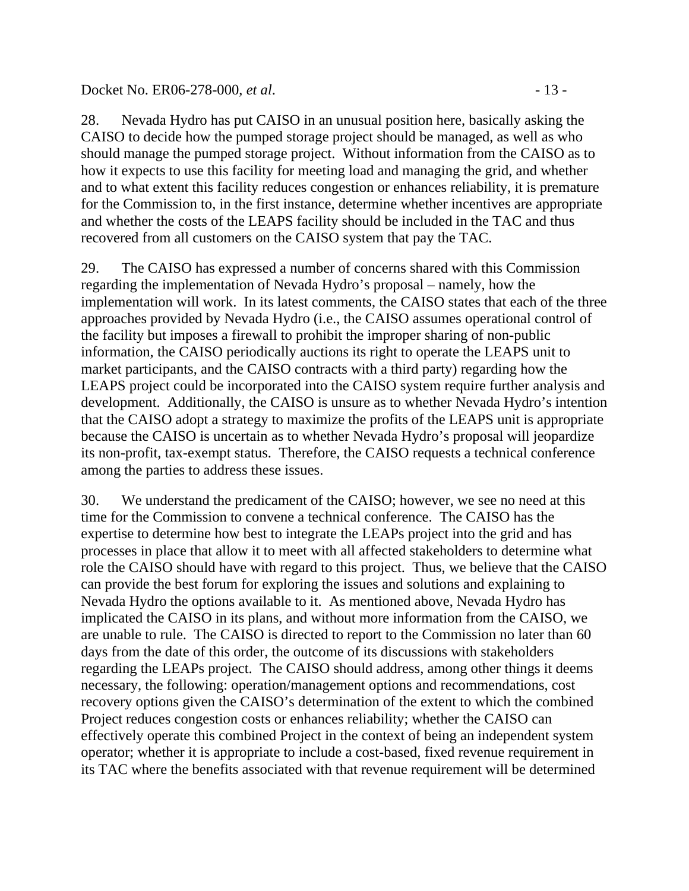28. Nevada Hydro has put CAISO in an unusual position here, basically asking the CAISO to decide how the pumped storage project should be managed, as well as who should manage the pumped storage project. Without information from the CAISO as to how it expects to use this facility for meeting load and managing the grid, and whether and to what extent this facility reduces congestion or enhances reliability, it is premature for the Commission to, in the first instance, determine whether incentives are appropriate and whether the costs of the LEAPS facility should be included in the TAC and thus recovered from all customers on the CAISO system that pay the TAC.

29. The CAISO has expressed a number of concerns shared with this Commission regarding the implementation of Nevada Hydro's proposal – namely, how the implementation will work. In its latest comments, the CAISO states that each of the three approaches provided by Nevada Hydro (i.e., the CAISO assumes operational control of the facility but imposes a firewall to prohibit the improper sharing of non-public information, the CAISO periodically auctions its right to operate the LEAPS unit to market participants, and the CAISO contracts with a third party) regarding how the LEAPS project could be incorporated into the CAISO system require further analysis and development. Additionally, the CAISO is unsure as to whether Nevada Hydro's intention that the CAISO adopt a strategy to maximize the profits of the LEAPS unit is appropriate because the CAISO is uncertain as to whether Nevada Hydro's proposal will jeopardize its non-profit, tax-exempt status. Therefore, the CAISO requests a technical conference among the parties to address these issues.

30. We understand the predicament of the CAISO; however, we see no need at this time for the Commission to convene a technical conference. The CAISO has the expertise to determine how best to integrate the LEAPs project into the grid and has processes in place that allow it to meet with all affected stakeholders to determine what role the CAISO should have with regard to this project. Thus, we believe that the CAISO can provide the best forum for exploring the issues and solutions and explaining to Nevada Hydro the options available to it. As mentioned above, Nevada Hydro has implicated the CAISO in its plans, and without more information from the CAISO, we are unable to rule. The CAISO is directed to report to the Commission no later than 60 days from the date of this order, the outcome of its discussions with stakeholders regarding the LEAPs project. The CAISO should address, among other things it deems necessary, the following: operation/management options and recommendations, cost recovery options given the CAISO's determination of the extent to which the combined Project reduces congestion costs or enhances reliability; whether the CAISO can effectively operate this combined Project in the context of being an independent system operator; whether it is appropriate to include a cost-based, fixed revenue requirement in its TAC where the benefits associated with that revenue requirement will be determined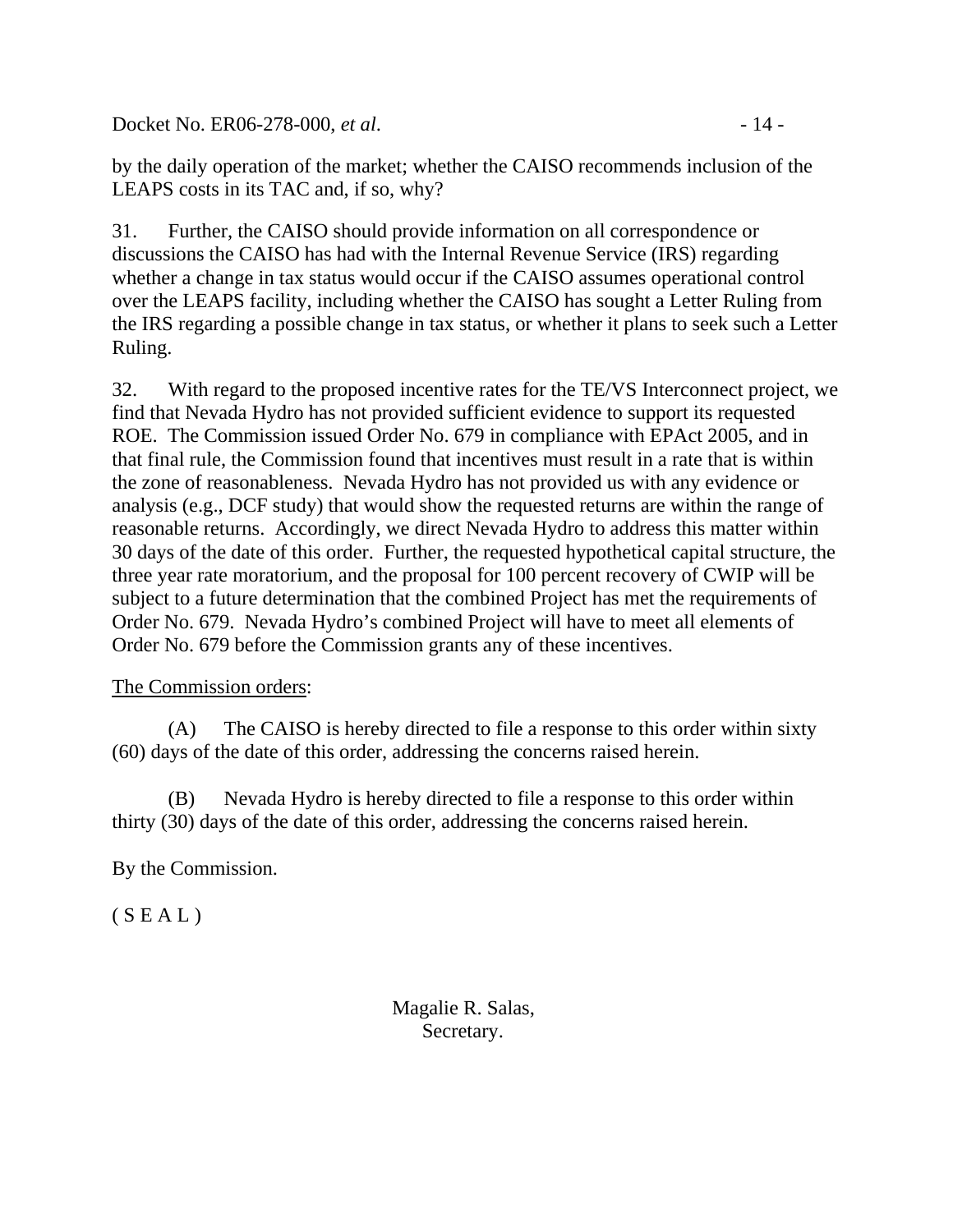by the daily operation of the market; whether the CAISO recommends inclusion of the LEAPS costs in its TAC and, if so, why?

31. Further, the CAISO should provide information on all correspondence or discussions the CAISO has had with the Internal Revenue Service (IRS) regarding whether a change in tax status would occur if the CAISO assumes operational control over the LEAPS facility, including whether the CAISO has sought a Letter Ruling from the IRS regarding a possible change in tax status, or whether it plans to seek such a Letter Ruling.

32. With regard to the proposed incentive rates for the TE/VS Interconnect project, we find that Nevada Hydro has not provided sufficient evidence to support its requested ROE. The Commission issued Order No. 679 in compliance with EPAct 2005, and in that final rule, the Commission found that incentives must result in a rate that is within the zone of reasonableness. Nevada Hydro has not provided us with any evidence or analysis (e.g., DCF study) that would show the requested returns are within the range of reasonable returns. Accordingly, we direct Nevada Hydro to address this matter within 30 days of the date of this order. Further, the requested hypothetical capital structure, the three year rate moratorium, and the proposal for 100 percent recovery of CWIP will be subject to a future determination that the combined Project has met the requirements of Order No. 679. Nevada Hydro's combined Project will have to meet all elements of Order No. 679 before the Commission grants any of these incentives.

The Commission orders:

(A) The CAISO is hereby directed to file a response to this order within sixty (60) days of the date of this order, addressing the concerns raised herein.

(B) Nevada Hydro is hereby directed to file a response to this order within thirty (30) days of the date of this order, addressing the concerns raised herein.

By the Commission.

( S E A L )

Magalie R. Salas,
Secretary.